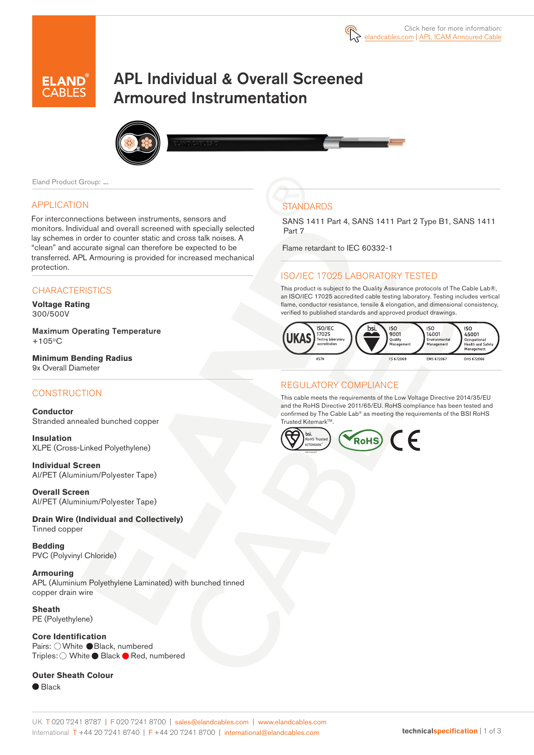Click here for more information: elandcables.com | APL ICAM Armoured Cable

# APL Individual & Overall Screened Armoured Instrumentation

Eland Product Group: ...

## APPLICATION

For interconnections between instruments, sensors and monitors. Individual and overall screened with specially selected lay schemes in order to counter static and cross talk noises. A "clean" and accurate signal can therefore be expected to be transferred. APL Armouring is provided for increased mechanical protection.

## CHARACTERISTICS

**Voltage Rating**
300/500V

**Maximum Operating Temperature**
+105°C

**Minimum Bending Radius**
9x Overall Diameter

## CONSTRUCTION

**Conductor**
Stranded annealed bunched copper

**Insulation**
XLPE (Cross-Linked Polyethylene)

**Individual Screen**
Al/PET (Aluminium/Polyester Tape)

**Overall Screen**
Al/PET (Aluminium/Polyester Tape)

**Drain Wire (Individual and Collectively)**
Tinned copper

**Bedding**
PVC (Polyvinyl Chloride)

**Armouring**
APL (Aluminium Polyethylene Laminated) with bunched tinned copper drain wire

**Sheath**
PE (Polyethylene)

**Core Identification**
Pairs: ◯ White ● Black, numbered
Triples: ◯ White ● Black ● Red, numbered

**Outer Sheath Colour**
● Black

## STANDARDS

SANS 1411 Part 4, SANS 1411 Part 2 Type B1, SANS 1411 Part 7

Flame retardant to IEC 60332-1

## ISO/IEC 17025 LABORATORY TESTED

This product is subject to the Quality Assurance protocols of The Cable Lab®, an ISO/IEC 17025 accredited cable testing laboratory. Testing includes vertical flame, conductor resistance, tensile & elongation, and dimensional consistency, verified to published standards and approved product drawings.

UKAS ISO/IEC 17025 Testing laboratory accreditation 8578 | bsi. ISO 9001 Quality Management FS 672069 | ISO 14001 Environmental Management EMS 672067 | ISO 45001 Occupational Health and Safety Management OHS 672066

## REGULATORY COMPLIANCE

This cable meets the requirements of the Low Voltage Directive 2014/35/EU and the RoHS Directive 2011/65/EU. RoHS compliance has been tested and confirmed by The Cable Lab® as meeting the requirements of the BSI RoHS Trusted Kitemark™.

bsi. RoHS Trusted KITEMARK™ | RoHS | CE

UK T 020 7241 8787 | F 020 7241 8700 | sales@elandcables.com | www.elandcables.com
International T +44 20 7241 8740 | F +44 20 7241 8700 | international@elandcables.com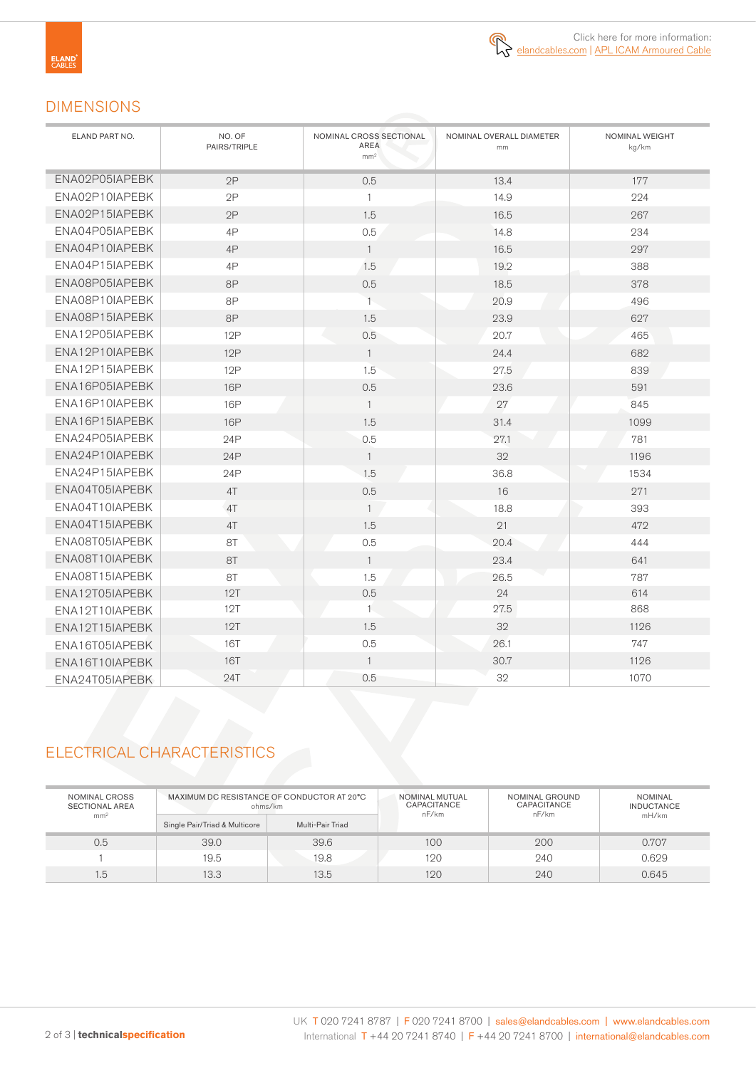Click here for more information: elandcables.com | APL ICAM Armoured Cable

## DIMENSIONS

| ELAND PART NO. | NO. OF PAIRS/TRIPLE | NOMINAL CROSS SECTIONAL AREA mm² | NOMINAL OVERALL DIAMETER mm | NOMINAL WEIGHT kg/km |
|---|---|---|---|---|
| ENA02P05IAPEBK | 2P | 0.5 | 13.4 | 177 |
| ENA02P10IAPEBK | 2P | 1 | 14.9 | 224 |
| ENA02P15IAPEBK | 2P | 1.5 | 16.5 | 267 |
| ENA04P05IAPEBK | 4P | 0.5 | 14.8 | 234 |
| ENA04P10IAPEBK | 4P | 1 | 16.5 | 297 |
| ENA04P15IAPEBK | 4P | 1.5 | 19.2 | 388 |
| ENA08P05IAPEBK | 8P | 0.5 | 18.5 | 378 |
| ENA08P10IAPEBK | 8P | 1 | 20.9 | 496 |
| ENA08P15IAPEBK | 8P | 1.5 | 23.9 | 627 |
| ENA12P05IAPEBK | 12P | 0.5 | 20.7 | 465 |
| ENA12P10IAPEBK | 12P | 1 | 24.4 | 682 |
| ENA12P15IAPEBK | 12P | 1.5 | 27.5 | 839 |
| ENA16P05IAPEBK | 16P | 0.5 | 23.6 | 591 |
| ENA16P10IAPEBK | 16P | 1 | 27 | 845 |
| ENA16P15IAPEBK | 16P | 1.5 | 31.4 | 1099 |
| ENA24P05IAPEBK | 24P | 0.5 | 27.1 | 781 |
| ENA24P10IAPEBK | 24P | 1 | 32 | 1196 |
| ENA24P15IAPEBK | 24P | 1.5 | 36.8 | 1534 |
| ENA04T05IAPEBK | 4T | 0.5 | 16 | 271 |
| ENA04T10IAPEBK | 4T | 1 | 18.8 | 393 |
| ENA04T15IAPEBK | 4T | 1.5 | 21 | 472 |
| ENA08T05IAPEBK | 8T | 0.5 | 20.4 | 444 |
| ENA08T10IAPEBK | 8T | 1 | 23.4 | 641 |
| ENA08T15IAPEBK | 8T | 1.5 | 26.5 | 787 |
| ENA12T05IAPEBK | 12T | 0.5 | 24 | 614 |
| ENA12T10IAPEBK | 12T | 1 | 27.5 | 868 |
| ENA12T15IAPEBK | 12T | 1.5 | 32 | 1126 |
| ENA16T05IAPEBK | 16T | 0.5 | 26.1 | 747 |
| ENA16T10IAPEBK | 16T | 1 | 30.7 | 1126 |
| ENA24T05IAPEBK | 24T | 0.5 | 32 | 1070 |

## ELECTRICAL CHARACTERISTICS

| NOMINAL CROSS SECTIONAL AREA mm² | MAXIMUM DC RESISTANCE OF CONDUCTOR AT 20°C ohms/km | | NOMINAL MUTUAL CAPACITANCE nF/km | NOMINAL GROUND CAPACITANCE nF/km | NOMINAL INDUCTANCE mH/km |
|---|---|---|---|---|---|
| | Single Pair/Triad & Multicore | Multi-Pair Triad | | | |
| 0.5 | 39.0 | 39.6 | 100 | 200 | 0.707 |
| 1 | 19.5 | 19.8 | 120 | 240 | 0.629 |
| 1.5 | 13.3 | 13.5 | 120 | 240 | 0.645 |

UK T 020 7241 8787 | F 020 7241 8700 | sales@elandcables.com | www.elandcables.com
International T +44 20 7241 8740 | F +44 20 7241 8700 | international@elandcables.com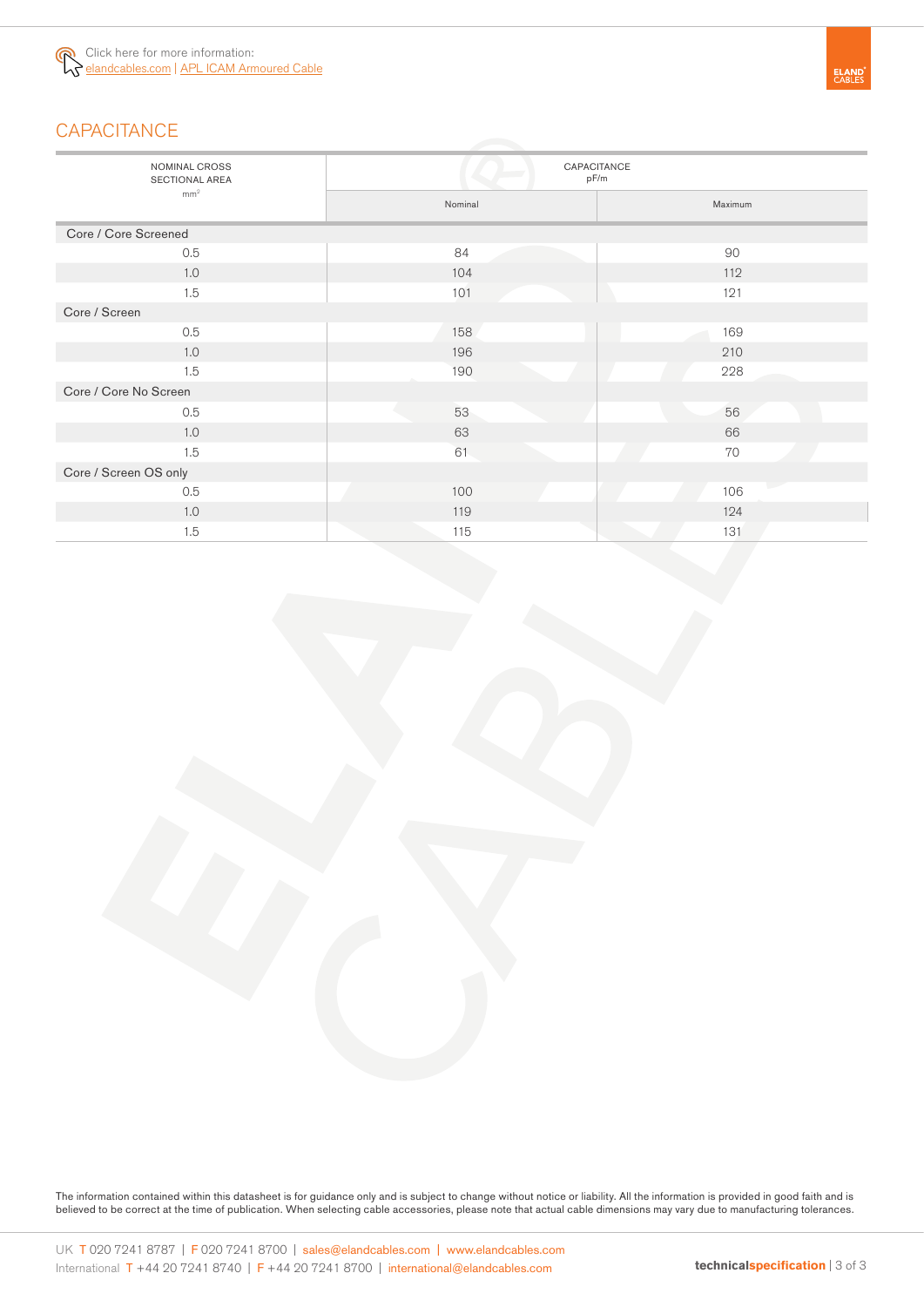Click here for more information:
elandcables.com | APL ICAM Armoured Cable

## CAPACITANCE

| NOMINAL CROSS SECTIONAL AREA mm² | CAPACITANCE pF/m | |
|---|---|---|
| | Nominal | Maximum |
| Core / Core Screened | | |
| 0.5 | 84 | 90 |
| 1.0 | 104 | 112 |
| 1.5 | 101 | 121 |
| Core / Screen | | |
| 0.5 | 158 | 169 |
| 1.0 | 196 | 210 |
| 1.5 | 190 | 228 |
| Core / Core No Screen | | |
| 0.5 | 53 | 56 |
| 1.0 | 63 | 66 |
| 1.5 | 61 | 70 |
| Core / Screen OS only | | |
| 0.5 | 100 | 106 |
| 1.0 | 119 | 124 |
| 1.5 | 115 | 131 |

The information contained within this datasheet is for guidance only and is subject to change without notice or liability. All the information is provided in good faith and is believed to be correct at the time of publication. When selecting cable accessories, please note that actual cable dimensions may vary due to manufacturing tolerances.

UK T 020 7241 8787 | F 020 7241 8700 | sales@elandcables.com | www.elandcables.com
International T +44 20 7241 8740 | F +44 20 7241 8700 | international@elandcables.com

**technicalspecification**